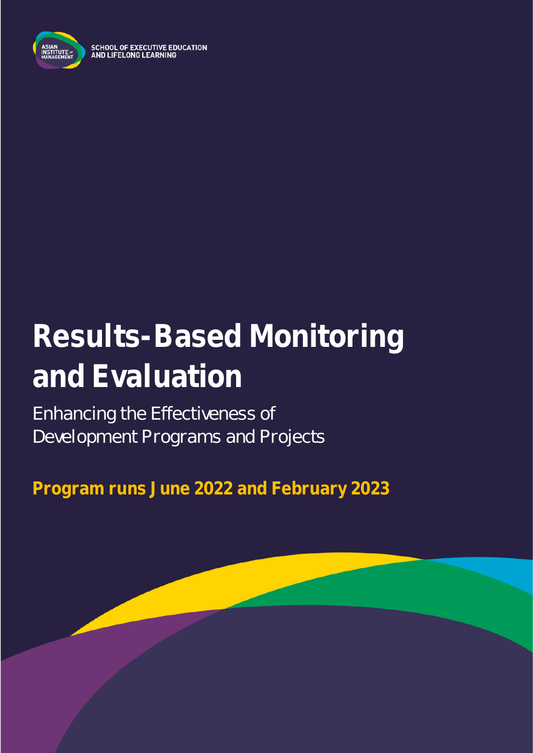SCHOOL OF EXECUTIVE EDUCATION AND LIFELONG LEARNING

# Results-Based Monitoring and Evaluation

Enhancing the Effectiveness of Development Programs and Projects

**Program runs June 2022 and February 2023**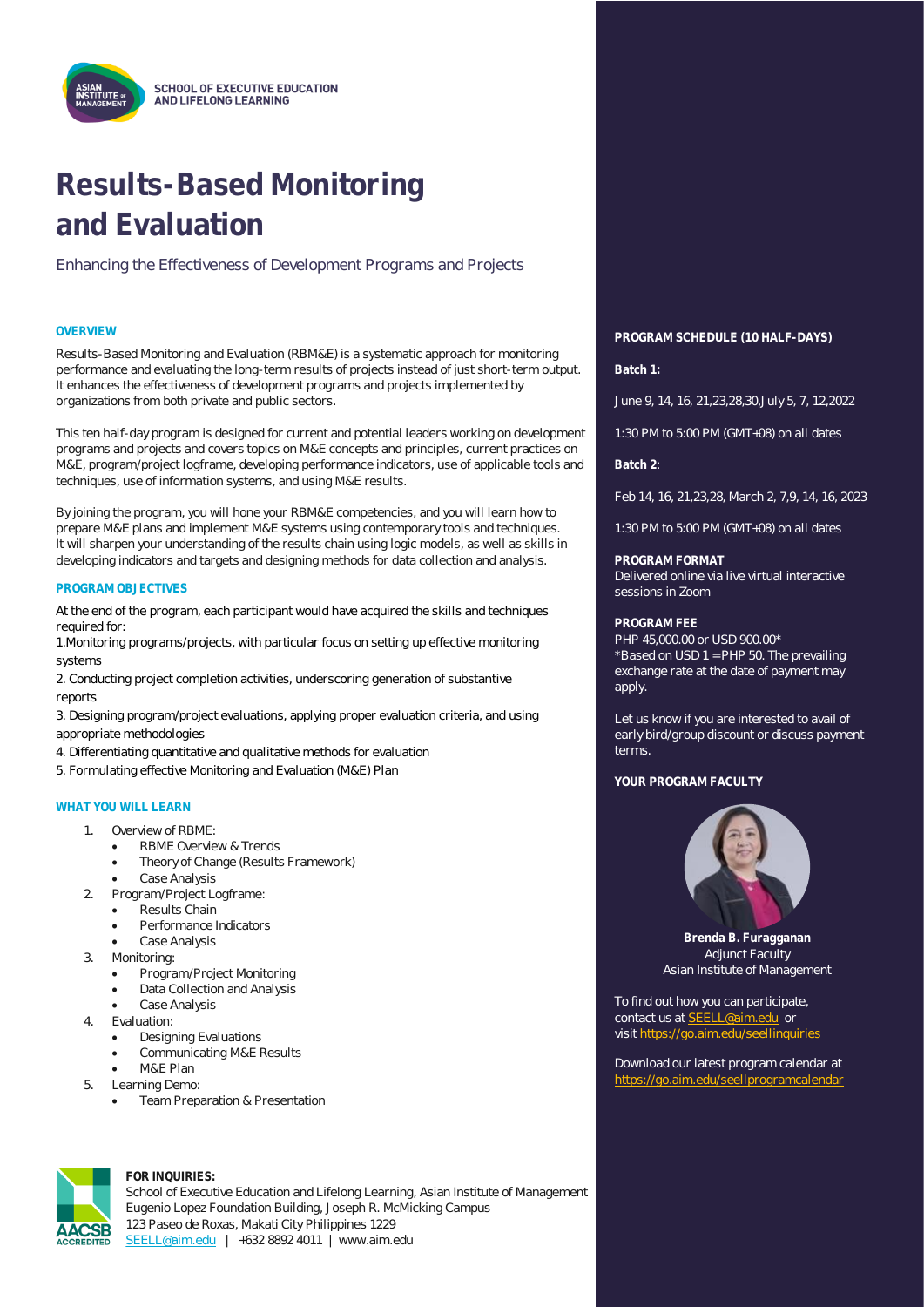SCHOOL OF EXECUTIVE EDUCATION AND LIFELONG LEARNING

# Results-Based Monitoring and Evaluation

Enhancing the Effectiveness of Development Programs and Projects

## OVERVIEW

Results-Based Monitoring and Evaluation (RBM&E) is a systematic approach for monitoring performance and evaluating the long-term results of projects instead of just short-term output. It enhances the effectiveness of development programs and projects implemented by organizations from both private and public sectors.

This ten half-day program is designed for current and potential leaders working on development programs and projects and covers topics on M&E concepts and principles, current practices on M&E, program/project logframe, developing performance indicators, use of applicable tools and techniques, use of information systems, and using M&E results.

By joining the program, you will hone your RBM&E competencies, and you will learn how to prepare M&E plans and implement M&E systems using contemporary tools and techniques. It will sharpen your understanding of the results chain using logic models, as well as skills in developing indicators and targets and designing methods for data collection and analysis.

## PROGRAM OBJECTIVES

At the end of the program, each participant would have acquired the skills and techniques required for:

1.Monitoring programs/projects, with particular focus on setting up effective monitoring systems

2. Conducting project completion activities, underscoring generation of substantive reports

3. Designing program/project evaluations, applying proper evaluation criteria, and using appropriate methodologies

4. Differentiating quantitative and qualitative methods for evaluation

5. Formulating effective Monitoring and Evaluation (M&E) Plan

## WHAT YOU WILL LEARN

1. Overview of RBME:
   - RBME Overview & Trends
   - Theory of Change (Results Framework)
   - Case Analysis
2. Program/Project Logframe:
   - Results Chain
   - Performance Indicators
   - Case Analysis
3. Monitoring:
   - Program/Project Monitoring
   - Data Collection and Analysis
   - Case Analysis
4. Evaluation:
   - Designing Evaluations
   - Communicating M&E Results
   - M&E Plan
5. Learning Demo:
   - Team Preparation & Presentation

## PROGRAM SCHEDULE (10 HALF-DAYS)

**Batch 1:**

June 9, 14, 16, 21,23,28,30,July 5, 7, 12,2022

1:30 PM to 5:00 PM (GMT+08) on all dates

**Batch 2**:

Feb 14, 16, 21,23,28, March 2, 7,9, 14, 16, 2023

1:30 PM to 5:00 PM (GMT+08) on all dates

**PROGRAM FORMAT**
Delivered online via live virtual interactive sessions in Zoom

**PROGRAM FEE**
PHP 45,000.00 or USD 900.00*
*Based on USD 1 = PHP 50. The prevailing exchange rate at the date of payment may apply.

Let us know if you are interested to avail of early bird/group discount or discuss payment terms.

**YOUR PROGRAM FACULTY**

**Brenda B. Furagganan**
Adjunct Faculty
Asian Institute of Management

To find out how you can participate, contact us at SEELL@aim.edu or visit https://go.aim.edu/seellinquiries

Download our latest program calendar at https://go.aim.edu/seellprogramcalendar

**FOR INQUIRIES:**
School of Executive Education and Lifelong Learning, Asian Institute of Management
Eugenio Lopez Foundation Building, Joseph R. McMicking Campus
123 Paseo de Roxas, Makati City Philippines 1229
SEELL@aim.edu | +632 8892 4011 | www.aim.edu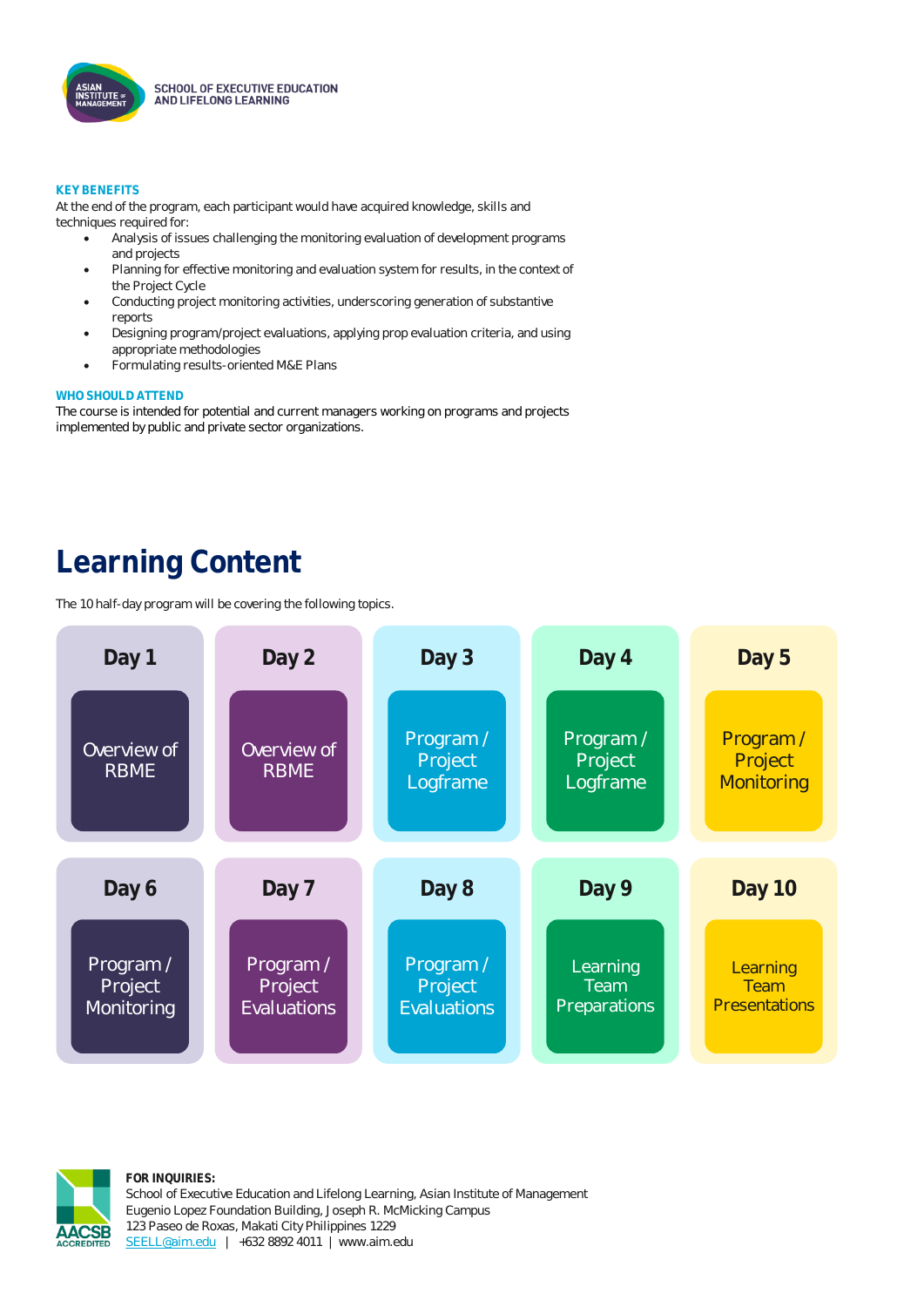SCHOOL OF EXECUTIVE EDUCATION AND LIFELONG LEARNING

### KEY BENEFITS

At the end of the program, each participant would have acquired knowledge, skills and techniques required for:

- Analysis of issues challenging the monitoring evaluation of development programs and projects
- Planning for effective monitoring and evaluation system for results, in the context of the Project Cycle
- Conducting project monitoring activities, underscoring generation of substantive reports
- Designing program/project evaluations, applying prop evaluation criteria, and using appropriate methodologies
- Formulating results-oriented M&E Plans

### WHO SHOULD ATTEND

The course is intended for potential and current managers working on programs and projects implemented by public and private sector organizations.

## Learning Content

The 10 half-day program will be covering the following topics.

| Day 1 | Day 2 | Day 3 | Day 4 | Day 5 |
|---|---|---|---|---|
| Overview of RBME | Overview of RBME | Program / Project Logframe | Program / Project Logframe | Program / Project Monitoring |

| Day 6 | Day 7 | Day 8 | Day 9 | Day 10 |
|---|---|---|---|---|
| Program / Project Monitoring | Program / Project Evaluations | Program / Project Evaluations | Learning Team Preparations | Learning Team Presentations |

**FOR INQUIRIES:**
School of Executive Education and Lifelong Learning, Asian Institute of Management
Eugenio Lopez Foundation Building, Joseph R. McMicking Campus
123 Paseo de Roxas, Makati City Philippines 1229
SEELL@aim.edu | +632 8892 4011 | www.aim.edu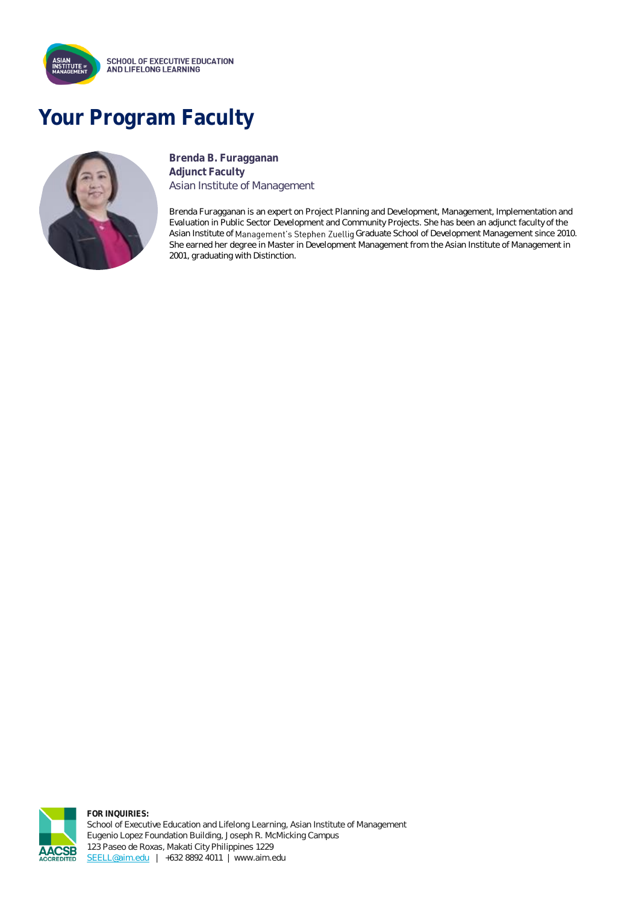# Your Program Faculty

**Brenda B. Furagganan**
**Adjunct Faculty**
Asian Institute of Management

Brenda Furagganan is an expert on Project Planning and Development, Management, Implementation and Evaluation in Public Sector Development and Community Projects. She has been an adjunct faculty of the Asian Institute of Management's Stephen Zuellig Graduate School of Development Management since 2010. She earned her degree in Master in Development Management from the Asian Institute of Management in 2001, graduating with Distinction.

**FOR INQUIRIES:**
School of Executive Education and Lifelong Learning, Asian Institute of Management
Eugenio Lopez Foundation Building, Joseph R. McMicking Campus
123 Paseo de Roxas, Makati City Philippines 1229
SEELL@aim.edu | +632 8892 4011 | www.aim.edu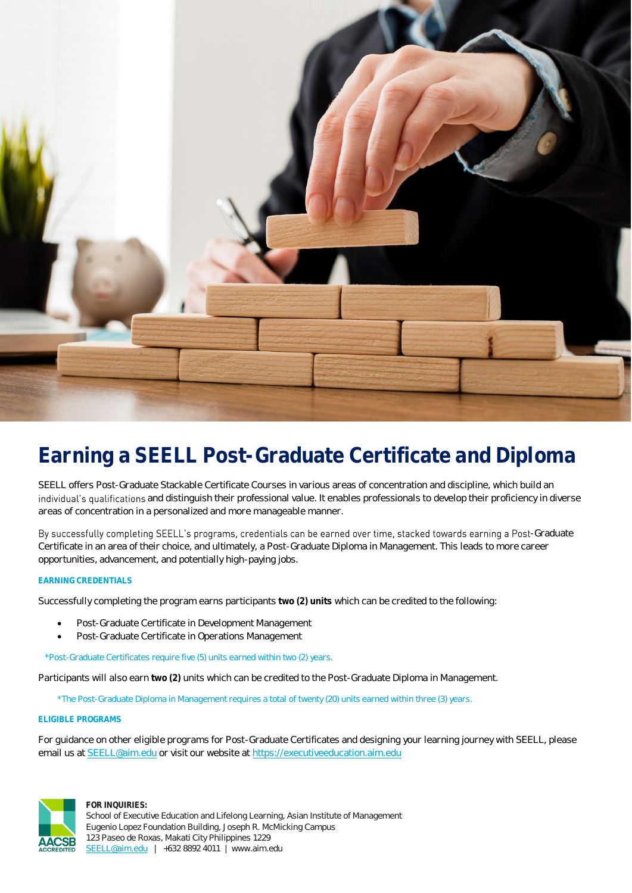# Earning a SEELL Post-Graduate Certificate and Diploma

SEELL offers Post-Graduate Stackable Certificate Courses in various areas of concentration and discipline, which build an individual's qualifications and distinguish their professional value. It enables professionals to develop their proficiency in diverse areas of concentration in a personalized and more manageable manner.

By successfully completing SEELL's programs, credentials can be earned over time, stacked towards earning a Post-Graduate Certificate in an area of their choice, and ultimately, a Post-Graduate Diploma in Management. This leads to more career opportunities, advancement, and potentially high-paying jobs.

#### EARNING CREDENTIALS

Successfully completing the program earns participants **two (2) units** which can be credited to the following:

- Post-Graduate Certificate in Development Management
- Post-Graduate Certificate in Operations Management

*Post-Graduate Certificates require five (5) units earned within two (2) years.

Participants will also earn **two (2)** units which can be credited to the Post-Graduate Diploma in Management.

*The Post-Graduate Diploma in Management requires a total of twenty (20) units earned within three (3) years.

#### ELIGIBLE PROGRAMS

For guidance on other eligible programs for Post-Graduate Certificates and designing your learning journey with SEELL, please email us at SEELL@aim.edu or visit our website at https://executiveeducation.aim.edu

**FOR INQUIRIES:**
School of Executive Education and Lifelong Learning, Asian Institute of Management
Eugenio Lopez Foundation Building, Joseph R. McMicking Campus
123 Paseo de Roxas, Makati City Philippines 1229
SEELL@aim.edu | +632 8892 4011 | www.aim.edu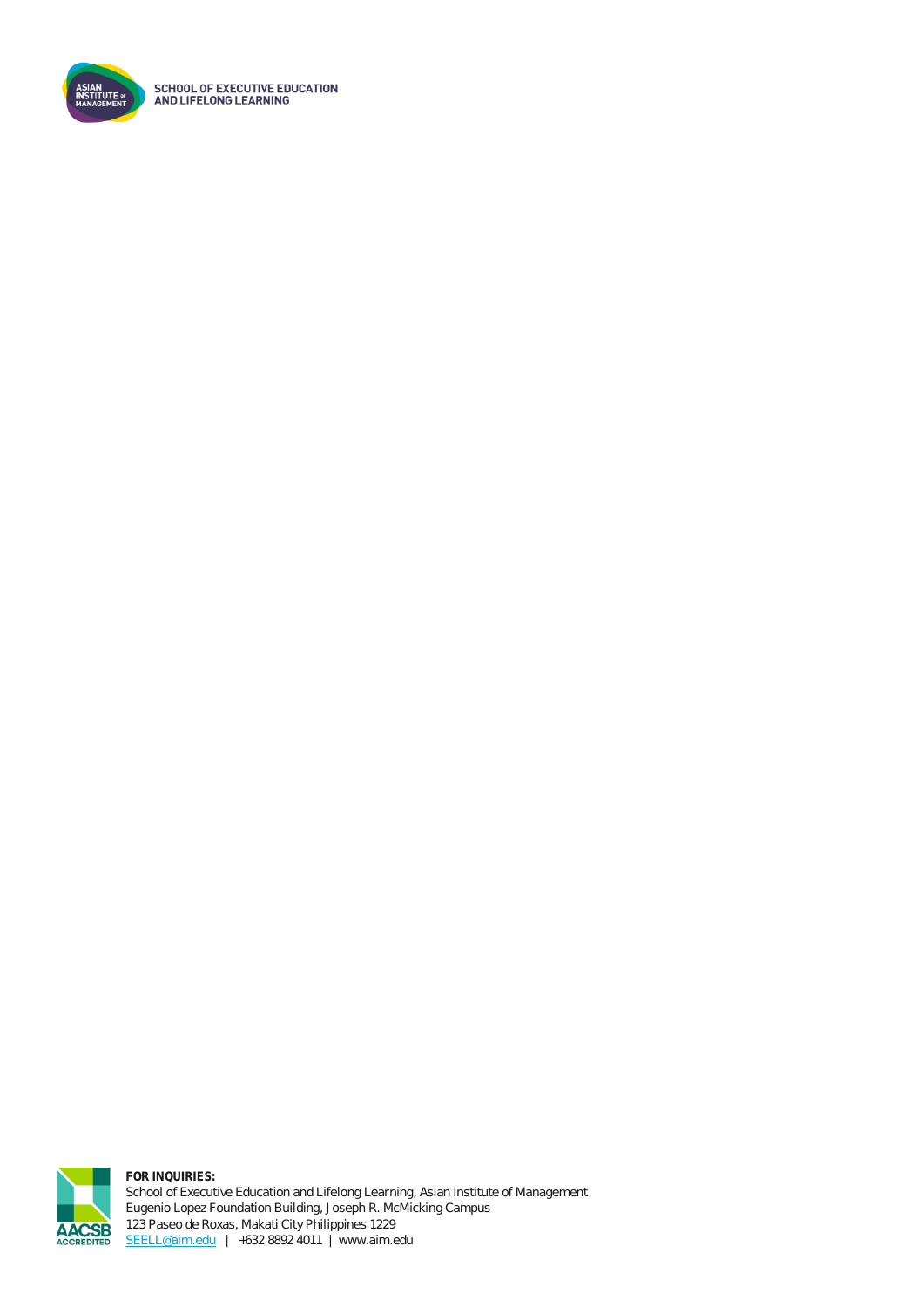SCHOOL OF EXECUTIVE EDUCATION AND LIFELONG LEARNING

**FOR INQUIRIES:**
School of Executive Education and Lifelong Learning, Asian Institute of Management
Eugenio Lopez Foundation Building, Joseph R. McMicking Campus
123 Paseo de Roxas, Makati City Philippines 1229
SEELL@aim.edu | +632 8892 4011 | www.aim.edu